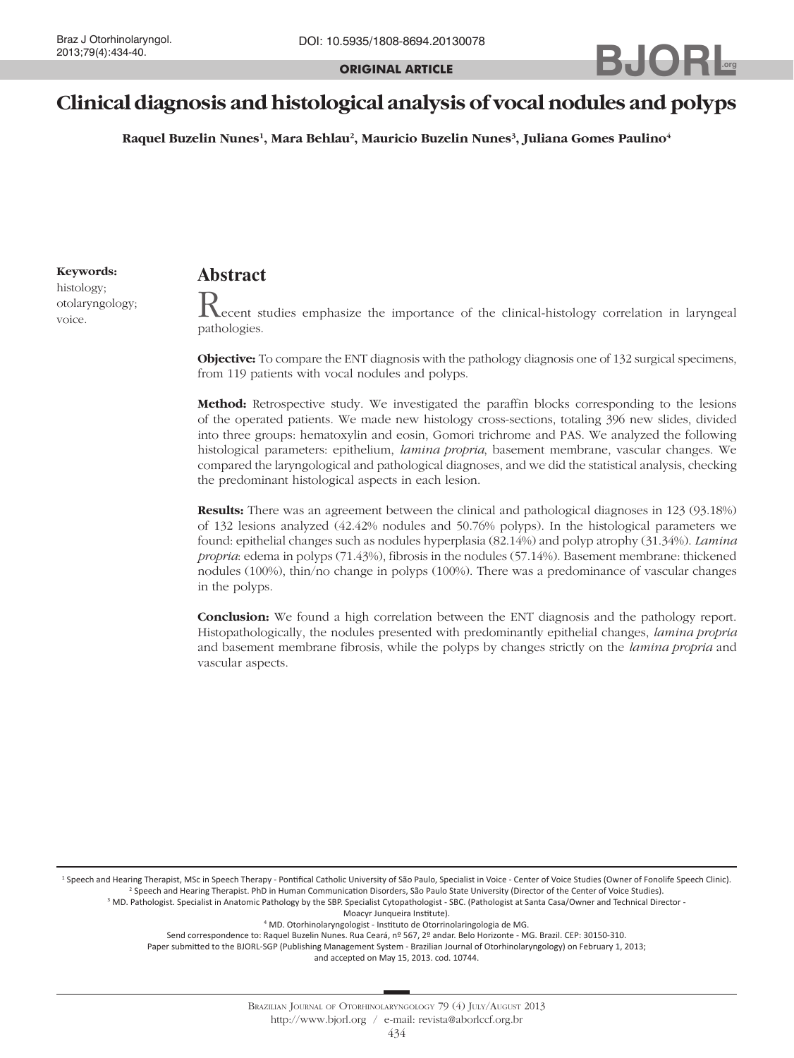**ORIGINAL ARTICLE**

# Clinical diagnosis and histological analysis of vocal nodules and polyps

**Raquel Buzelin Nunes[1], Mara Behlau[2], Mauricio Buzelin Nunes[3], Juliana Gomes Paulino[4]**

**Keywords:**
histology;
otolaryngology;
voice.

## Abstract

Recent studies emphasize the importance of the clinical-histology correlation in laryngeal pathologies.

**Objective:** To compare the ENT diagnosis with the pathology diagnosis one of 132 surgical specimens, from 119 patients with vocal nodules and polyps.

**Method:** Retrospective study. We investigated the paraffin blocks corresponding to the lesions of the operated patients. We made new histology cross-sections, totaling 396 new slides, divided into three groups: hematoxylin and eosin, Gomori trichrome and PAS. We analyzed the following histological parameters: epithelium, *lamina propria*, basement membrane, vascular changes. We compared the laryngological and pathological diagnoses, and we did the statistical analysis, checking the predominant histological aspects in each lesion.

**Results:** There was an agreement between the clinical and pathological diagnoses in 123 (93.18%) of 132 lesions analyzed (42.42% nodules and 50.76% polyps). In the histological parameters we found: epithelial changes such as nodules hyperplasia (82.14%) and polyp atrophy (31.34%). *Lamina propria*: edema in polyps (71.43%), fibrosis in the nodules (57.14%). Basement membrane: thickened nodules (100%), thin/no change in polyps (100%). There was a predominance of vascular changes in the polyps.

**Conclusion:** We found a high correlation between the ENT diagnosis and the pathology report. Histopathologically, the nodules presented with predominantly epithelial changes, *lamina propria* and basement membrane fibrosis, while the polyps by changes strictly on the *lamina propria* and vascular aspects.

[1] Speech and Hearing Therapist, MSc in Speech Therapy - Pontifical Catholic University of São Paulo, Specialist in Voice - Center of Voice Studies (Owner of Fonolife Speech Clinic).
[2] Speech and Hearing Therapist. PhD in Human Communication Disorders, São Paulo State University (Director of the Center of Voice Studies).
[3] MD. Pathologist. Specialist in Anatomic Pathology by the SBP. Specialist Cytopathologist - SBC. (Pathologist at Santa Casa/Owner and Technical Director - Moacyr Junqueira Institute).
[4] MD. Otorhinolaryngologist - Instituto de Otorrinolaringologia de MG.
Send correspondence to: Raquel Buzelin Nunes. Rua Ceará, nº 567, 2º andar. Belo Horizonte - MG. Brazil. CEP: 30150-310.
Paper submitted to the BJORL-SGP (Publishing Management System - Brazilian Journal of Otorhinolaryngology) on February 1, 2013; and accepted on May 15, 2013. cod. 10744.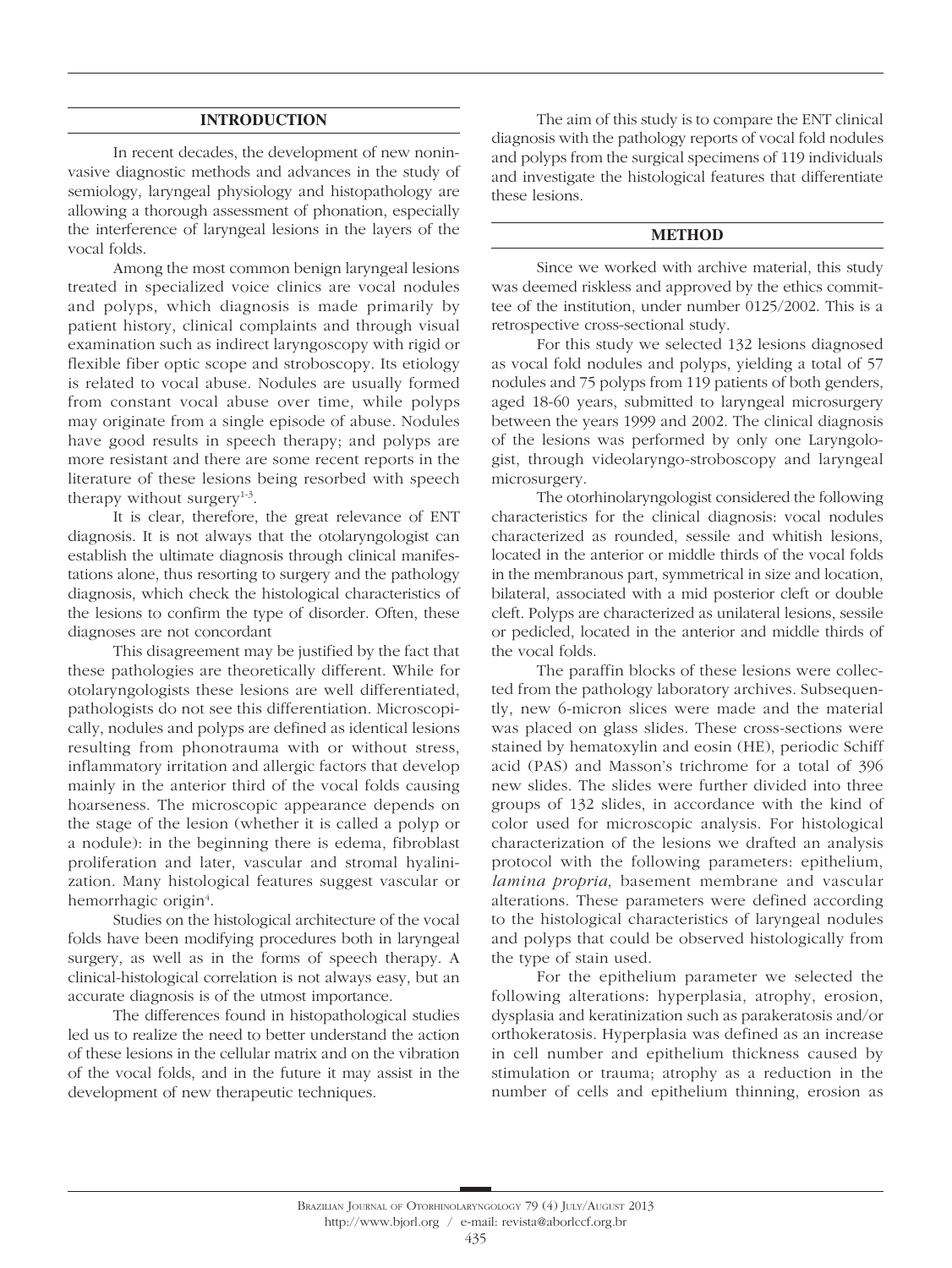## INTRODUCTION

In recent decades, the development of new noninvasive diagnostic methods and advances in the study of semiology, laryngeal physiology and histopathology are allowing a thorough assessment of phonation, especially the interference of laryngeal lesions in the layers of the vocal folds.

Among the most common benign laryngeal lesions treated in specialized voice clinics are vocal nodules and polyps, which diagnosis is made primarily by patient history, clinical complaints and through visual examination such as indirect laryngoscopy with rigid or flexible fiber optic scope and stroboscopy. Its etiology is related to vocal abuse. Nodules are usually formed from constant vocal abuse over time, while polyps may originate from a single episode of abuse. Nodules have good results in speech therapy; and polyps are more resistant and there are some recent reports in the literature of these lesions being resorbed with speech therapy without surgery[1-3].

It is clear, therefore, the great relevance of ENT diagnosis. It is not always that the otolaryngologist can establish the ultimate diagnosis through clinical manifestations alone, thus resorting to surgery and the pathology diagnosis, which check the histological characteristics of the lesions to confirm the type of disorder. Often, these diagnoses are not concordant

This disagreement may be justified by the fact that these pathologies are theoretically different. While for otolaryngologists these lesions are well differentiated, pathologists do not see this differentiation. Microscopically, nodules and polyps are defined as identical lesions resulting from phonotrauma with or without stress, inflammatory irritation and allergic factors that develop mainly in the anterior third of the vocal folds causing hoarseness. The microscopic appearance depends on the stage of the lesion (whether it is called a polyp or a nodule): in the beginning there is edema, fibroblast proliferation and later, vascular and stromal hyalinization. Many histological features suggest vascular or hemorrhagic origin[4].

Studies on the histological architecture of the vocal folds have been modifying procedures both in laryngeal surgery, as well as in the forms of speech therapy. A clinical-histological correlation is not always easy, but an accurate diagnosis is of the utmost importance.

The differences found in histopathological studies led us to realize the need to better understand the action of these lesions in the cellular matrix and on the vibration of the vocal folds, and in the future it may assist in the development of new therapeutic techniques.

The aim of this study is to compare the ENT clinical diagnosis with the pathology reports of vocal fold nodules and polyps from the surgical specimens of 119 individuals and investigate the histological features that differentiate these lesions.

## METHOD

Since we worked with archive material, this study was deemed riskless and approved by the ethics committee of the institution, under number 0125/2002. This is a retrospective cross-sectional study.

For this study we selected 132 lesions diagnosed as vocal fold nodules and polyps, yielding a total of 57 nodules and 75 polyps from 119 patients of both genders, aged 18-60 years, submitted to laryngeal microsurgery between the years 1999 and 2002. The clinical diagnosis of the lesions was performed by only one Laryngologist, through videolaryngo-stroboscopy and laryngeal microsurgery.

The otorhinolaryngologist considered the following characteristics for the clinical diagnosis: vocal nodules characterized as rounded, sessile and whitish lesions, located in the anterior or middle thirds of the vocal folds in the membranous part, symmetrical in size and location, bilateral, associated with a mid posterior cleft or double cleft. Polyps are characterized as unilateral lesions, sessile or pedicled, located in the anterior and middle thirds of the vocal folds.

The paraffin blocks of these lesions were collected from the pathology laboratory archives. Subsequently, new 6-micron slices were made and the material was placed on glass slides. These cross-sections were stained by hematoxylin and eosin (HE), periodic Schiff acid (PAS) and Masson's trichrome for a total of 396 new slides. The slides were further divided into three groups of 132 slides, in accordance with the kind of color used for microscopic analysis. For histological characterization of the lesions we drafted an analysis protocol with the following parameters: epithelium, *lamina propria*, basement membrane and vascular alterations. These parameters were defined according to the histological characteristics of laryngeal nodules and polyps that could be observed histologically from the type of stain used.

For the epithelium parameter we selected the following alterations: hyperplasia, atrophy, erosion, dysplasia and keratinization such as parakeratosis and/or orthokeratosis. Hyperplasia was defined as an increase in cell number and epithelium thickness caused by stimulation or trauma; atrophy as a reduction in the number of cells and epithelium thinning, erosion as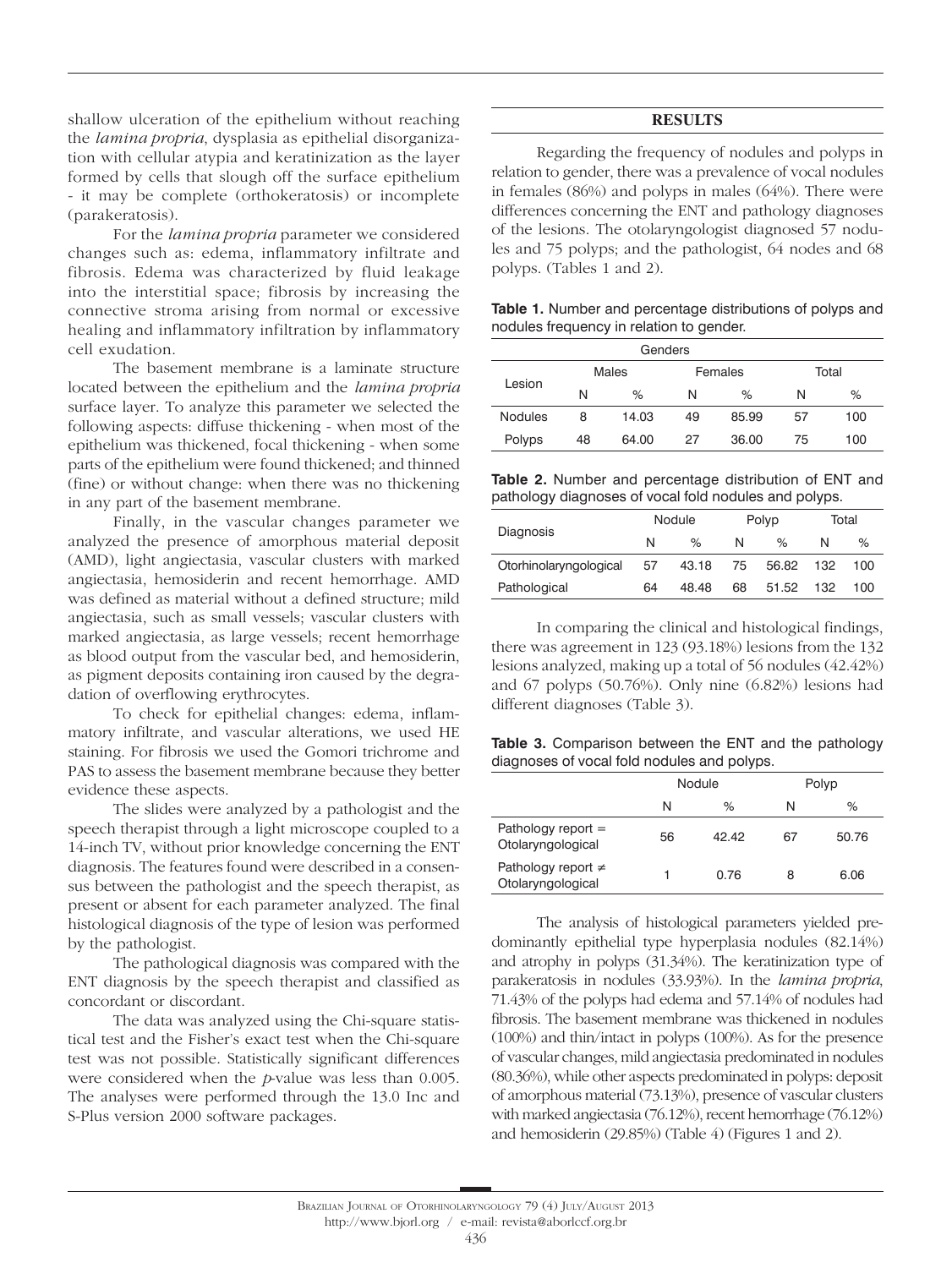shallow ulceration of the epithelium without reaching the *lamina propria*, dysplasia as epithelial disorganization with cellular atypia and keratinization as the layer formed by cells that slough off the surface epithelium - it may be complete (orthokeratosis) or incomplete (parakeratosis).

For the *lamina propria* parameter we considered changes such as: edema, inflammatory infiltrate and fibrosis. Edema was characterized by fluid leakage into the interstitial space; fibrosis by increasing the connective stroma arising from normal or excessive healing and inflammatory infiltration by inflammatory cell exudation.

The basement membrane is a laminate structure located between the epithelium and the *lamina propria* surface layer. To analyze this parameter we selected the following aspects: diffuse thickening - when most of the epithelium was thickened, focal thickening - when some parts of the epithelium were found thickened; and thinned (fine) or without change: when there was no thickening in any part of the basement membrane.

Finally, in the vascular changes parameter we analyzed the presence of amorphous material deposit (AMD), light angiectasia, vascular clusters with marked angiectasia, hemosiderin and recent hemorrhage. AMD was defined as material without a defined structure; mild angiectasia, such as small vessels; vascular clusters with marked angiectasia, as large vessels; recent hemorrhage as blood output from the vascular bed, and hemosiderin, as pigment deposits containing iron caused by the degradation of overflowing erythrocytes.

To check for epithelial changes: edema, inflammatory infiltrate, and vascular alterations, we used HE staining. For fibrosis we used the Gomori trichrome and PAS to assess the basement membrane because they better evidence these aspects.

The slides were analyzed by a pathologist and the speech therapist through a light microscope coupled to a 14-inch TV, without prior knowledge concerning the ENT diagnosis. The features found were described in a consensus between the pathologist and the speech therapist, as present or absent for each parameter analyzed. The final histological diagnosis of the type of lesion was performed by the pathologist.

The pathological diagnosis was compared with the ENT diagnosis by the speech therapist and classified as concordant or discordant.

The data was analyzed using the Chi-square statistical test and the Fisher's exact test when the Chi-square test was not possible. Statistically significant differences were considered when the *p*-value was less than 0.005. The analyses were performed through the 13.0 Inc and S-Plus version 2000 software packages.

## RESULTS

Regarding the frequency of nodules and polyps in relation to gender, there was a prevalence of vocal nodules in females (86%) and polyps in males (64%). There were differences concerning the ENT and pathology diagnoses of the lesions. The otolaryngologist diagnosed 57 nodules and 75 polyps; and the pathologist, 64 nodes and 68 polyps. (Tables 1 and 2).

**Table 1.** Number and percentage distributions of polyps and nodules frequency in relation to gender.

| Lesion | Genders | | | | | |
|---|---|---|---|---|---|---|
| | Males | | Females | | Total | |
| | N | % | N | % | N | % |
| Nodules | 8 | 14.03 | 49 | 85.99 | 57 | 100 |
| Polyps | 48 | 64.00 | 27 | 36.00 | 75 | 100 |

**Table 2.** Number and percentage distribution of ENT and pathology diagnoses of vocal fold nodules and polyps.

| Diagnosis | Nodule | | Polyp | | Total | |
|---|---|---|---|---|---|---|
| | N | % | N | % | N | % |
| Otorhinolaryngological | 57 | 43.18 | 75 | 56.82 | 132 | 100 |
| Pathological | 64 | 48.48 | 68 | 51.52 | 132 | 100 |

In comparing the clinical and histological findings, there was agreement in 123 (93.18%) lesions from the 132 lesions analyzed, making up a total of 56 nodules (42.42%) and 67 polyps (50.76%). Only nine (6.82%) lesions had different diagnoses (Table 3).

**Table 3.** Comparison between the ENT and the pathology diagnoses of vocal fold nodules and polyps.

| | Nodule | | Polyp | |
|---|---|---|---|---|
| | N | % | N | % |
| Pathology report = Otolaryngological | 56 | 42.42 | 67 | 50.76 |
| Pathology report ≠ Otolaryngological | 1 | 0.76 | 8 | 6.06 |

The analysis of histological parameters yielded predominantly epithelial type hyperplasia nodules (82.14%) and atrophy in polyps (31.34%). The keratinization type of parakeratosis in nodules (33.93%). In the *lamina propria*, 71.43% of the polyps had edema and 57.14% of nodules had fibrosis. The basement membrane was thickened in nodules (100%) and thin/intact in polyps (100%). As for the presence of vascular changes, mild angiectasia predominated in nodules (80.36%), while other aspects predominated in polyps: deposit of amorphous material (73.13%), presence of vascular clusters with marked angiectasia (76.12%), recent hemorrhage (76.12%) and hemosiderin (29.85%) (Table 4) (Figures 1 and 2).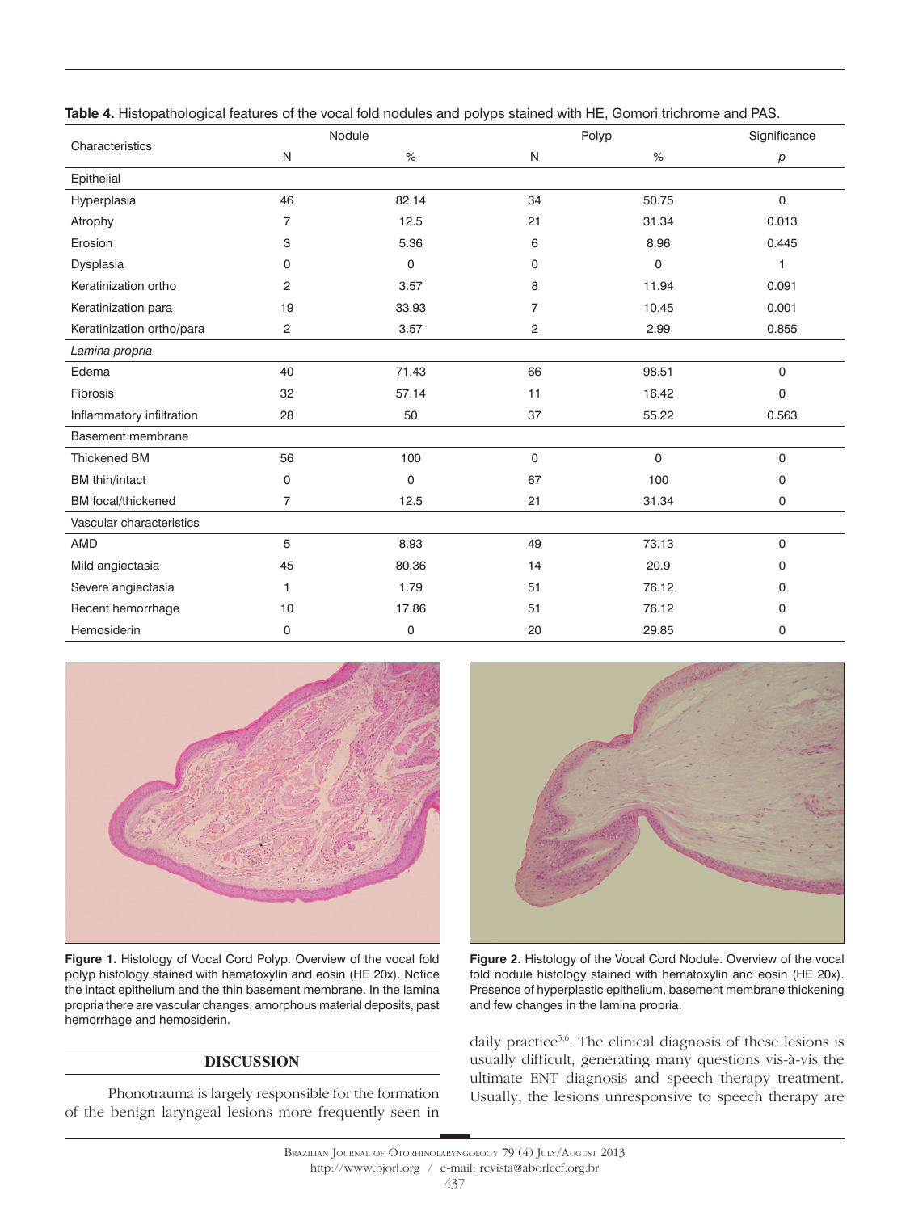**Table 4.** Histopathological features of the vocal fold nodules and polyps stained with HE, Gomori trichrome and PAS.

| Characteristics | Nodule | | Polyp | | Significance |
|---|---|---|---|---|---|
| | N | % | N | % | *p* |
| Epithelial | | | | | |
| Hyperplasia | 46 | 82.14 | 34 | 50.75 | 0 |
| Atrophy | 7 | 12.5 | 21 | 31.34 | 0.013 |
| Erosion | 3 | 5.36 | 6 | 8.96 | 0.445 |
| Dysplasia | 0 | 0 | 0 | 0 | 1 |
| Keratinization ortho | 2 | 3.57 | 8 | 11.94 | 0.091 |
| Keratinization para | 19 | 33.93 | 7 | 10.45 | 0.001 |
| Keratinization ortho/para | 2 | 3.57 | 2 | 2.99 | 0.855 |
| *Lamina propria* | | | | | |
| Edema | 40 | 71.43 | 66 | 98.51 | 0 |
| Fibrosis | 32 | 57.14 | 11 | 16.42 | 0 |
| Inflammatory infiltration | 28 | 50 | 37 | 55.22 | 0.563 |
| Basement membrane | | | | | |
| Thickened BM | 56 | 100 | 0 | 0 | 0 |
| BM thin/intact | 0 | 0 | 67 | 100 | 0 |
| BM focal/thickened | 7 | 12.5 | 21 | 31.34 | 0 |
| Vascular characteristics | | | | | |
| AMD | 5 | 8.93 | 49 | 73.13 | 0 |
| Mild angiectasia | 45 | 80.36 | 14 | 20.9 | 0 |
| Severe angiectasia | 1 | 1.79 | 51 | 76.12 | 0 |
| Recent hemorrhage | 10 | 17.86 | 51 | 76.12 | 0 |
| Hemosiderin | 0 | 0 | 20 | 29.85 | 0 |

**Figure 1.** Histology of Vocal Cord Polyp. Overview of the vocal fold polyp histology stained with hematoxylin and eosin (HE 20x). Notice the intact epithelium and the thin basement membrane. In the lamina propria there are vascular changes, amorphous material deposits, past hemorrhage and hemosiderin.

**Figure 2.** Histology of the Vocal Cord Nodule. Overview of the vocal fold nodule histology stained with hematoxylin and eosin (HE 20x). Presence of hyperplastic epithelium, basement membrane thickening and few changes in the lamina propria.

## DISCUSSION

Phonotrauma is largely responsible for the formation of the benign laryngeal lesions more frequently seen in daily practice[5,6]. The clinical diagnosis of these lesions is usually difficult, generating many questions vis-à-vis the ultimate ENT diagnosis and speech therapy treatment. Usually, the lesions unresponsive to speech therapy are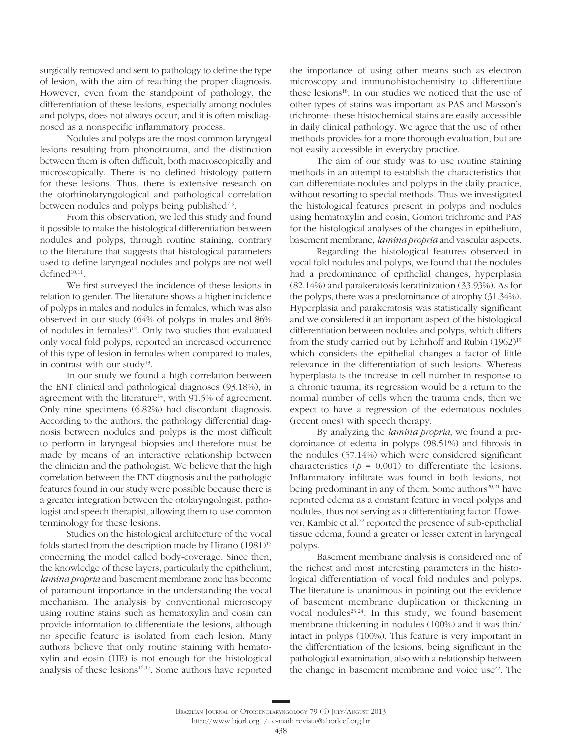surgically removed and sent to pathology to define the type of lesion, with the aim of reaching the proper diagnosis. However, even from the standpoint of pathology, the differentiation of these lesions, especially among nodules and polyps, does not always occur, and it is often misdiagnosed as a nonspecific inflammatory process.

Nodules and polyps are the most common laryngeal lesions resulting from phonotrauma, and the distinction between them is often difficult, both macroscopically and microscopically. There is no defined histology pattern for these lesions. Thus, there is extensive research on the otorhinolaryngological and pathological correlation between nodules and polyps being published[7-9].

From this observation, we led this study and found it possible to make the histological differentiation between nodules and polyps, through routine staining, contrary to the literature that suggests that histological parameters used to define laryngeal nodules and polyps are not well defined[10,11].

We first surveyed the incidence of these lesions in relation to gender. The literature shows a higher incidence of polyps in males and nodules in females, which was also observed in our study (64% of polyps in males and 86% of nodules in females)[12]. Only two studies that evaluated only vocal fold polyps, reported an increased occurrence of this type of lesion in females when compared to males, in contrast with our study[13].

In our study we found a high correlation between the ENT clinical and pathological diagnoses (93.18%), in agreement with the literature[14], with 91.5% of agreement. Only nine specimens (6.82%) had discordant diagnosis. According to the authors, the pathology differential diagnosis between nodules and polyps is the most difficult to perform in laryngeal biopsies and therefore must be made by means of an interactive relationship between the clinician and the pathologist. We believe that the high correlation between the ENT diagnosis and the pathologic features found in our study were possible because there is a greater integration between the otolaryngologist, pathologist and speech therapist, allowing them to use common terminology for these lesions.

Studies on the histological architecture of the vocal folds started from the description made by Hirano (1981)[15] concerning the model called body-coverage. Since then, the knowledge of these layers, particularly the epithelium, *lamina propria* and basement membrane zone has become of paramount importance in the understanding the vocal mechanism. The analysis by conventional microscopy using routine stains such as hematoxylin and eosin can provide information to differentiate the lesions, although no specific feature is isolated from each lesion. Many authors believe that only routine staining with hematoxylin and eosin (HE) is not enough for the histological analysis of these lesions[16,17]. Some authors have reported the importance of using other means such as electron microscopy and immunohistochemistry to differentiate these lesions[18]. In our studies we noticed that the use of other types of stains was important as PAS and Masson's trichrome: these histochemical stains are easily accessible in daily clinical pathology. We agree that the use of other methods provides for a more thorough evaluation, but are not easily accessible in everyday practice.

The aim of our study was to use routine staining methods in an attempt to establish the characteristics that can differentiate nodules and polyps in the daily practice, without resorting to special methods. Thus we investigated the histological features present in polyps and nodules using hematoxylin and eosin, Gomori trichrome and PAS for the histological analyses of the changes in epithelium, basement membrane, *lamina propria* and vascular aspects.

Regarding the histological features observed in vocal fold nodules and polyps, we found that the nodules had a predominance of epithelial changes, hyperplasia (82.14%) and parakeratosis keratinization (33.93%). As for the polyps, there was a predominance of atrophy (31.34%). Hyperplasia and parakeratosis was statistically significant and we considered it an important aspect of the histological differentiation between nodules and polyps, which differs from the study carried out by Lehrhoff and Rubin (1962)[19] which considers the epithelial changes a factor of little relevance in the differentiation of such lesions. Whereas hyperplasia is the increase in cell number in response to a chronic trauma, its regression would be a return to the normal number of cells when the trauma ends, then we expect to have a regression of the edematous nodules (recent ones) with speech therapy.

By analyzing the *lamina propria*, we found a predominance of edema in polyps (98.51%) and fibrosis in the nodules (57.14%) which were considered significant characteristics ($p = 0.001$) to differentiate the lesions. Inflammatory infiltrate was found in both lesions, not being predominant in any of them. Some authors[20,21] have reported edema as a constant feature in vocal polyps and nodules, thus not serving as a differentiating factor. However, Kambic et al.[22] reported the presence of sub-epithelial tissue edema, found a greater or lesser extent in laryngeal polyps.

Basement membrane analysis is considered one of the richest and most interesting parameters in the histological differentiation of vocal fold nodules and polyps. The literature is unanimous in pointing out the evidence of basement membrane duplication or thickening in vocal nodules[23,24]. In this study, we found basement membrane thickening in nodules (100%) and it was thin/intact in polyps (100%). This feature is very important in the differentiation of the lesions, being significant in the pathological examination, also with a relationship between the change in basement membrane and voice use[25]. The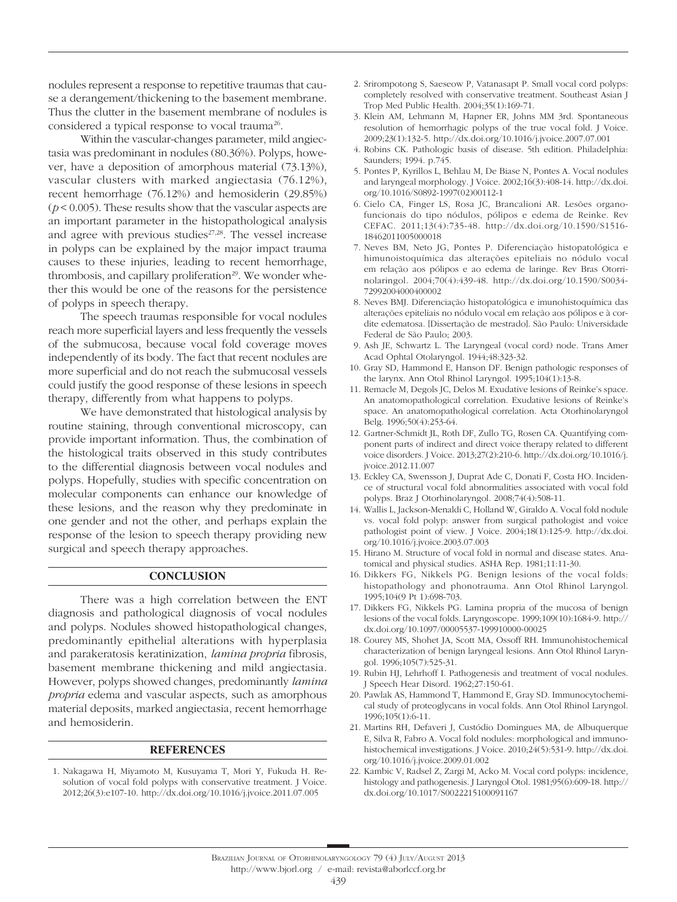nodules represent a response to repetitive traumas that cause a derangement/thickening to the basement membrane. Thus the clutter in the basement membrane of nodules is considered a typical response to vocal trauma[26].

Within the vascular-changes parameter, mild angiectasia was predominant in nodules (80.36%). Polyps, however, have a deposition of amorphous material (73.13%), vascular clusters with marked angiectasia (76.12%), recent hemorrhage (76.12%) and hemosiderin (29.85%) ($p < 0.005$). These results show that the vascular aspects are an important parameter in the histopathological analysis and agree with previous studies[27,28]. The vessel increase in polyps can be explained by the major impact trauma causes to these injuries, leading to recent hemorrhage, thrombosis, and capillary proliferation[29]. We wonder whether this would be one of the reasons for the persistence of polyps in speech therapy.

The speech traumas responsible for vocal nodules reach more superficial layers and less frequently the vessels of the submucosa, because vocal fold coverage moves independently of its body. The fact that recent nodules are more superficial and do not reach the submucosal vessels could justify the good response of these lesions in speech therapy, differently from what happens to polyps.

We have demonstrated that histological analysis by routine staining, through conventional microscopy, can provide important information. Thus, the combination of the histological traits observed in this study contributes to the differential diagnosis between vocal nodules and polyps. Hopefully, studies with specific concentration on molecular components can enhance our knowledge of these lesions, and the reason why they predominate in one gender and not the other, and perhaps explain the response of the lesion to speech therapy providing new surgical and speech therapy approaches.

## CONCLUSION

There was a high correlation between the ENT diagnosis and pathological diagnosis of vocal nodules and polyps. Nodules showed histopathological changes, predominantly epithelial alterations with hyperplasia and parakeratosis keratinization, *lamina propria* fibrosis, basement membrane thickening and mild angiectasia. However, polyps showed changes, predominantly *lamina propria* edema and vascular aspects, such as amorphous material deposits, marked angiectasia, recent hemorrhage and hemosiderin.

## REFERENCES

1. Nakagawa H, Miyamoto M, Kusuyama T, Mori Y, Fukuda H. Resolution of vocal fold polyps with conservative treatment. J Voice. 2012;26(3):e107-10. http://dx.doi.org/10.1016/j.jvoice.2011.07.005
2. Srirompotong S, Saeseow P, Vatanasapt P. Small vocal cord polyps: completely resolved with conservative treatment. Southeast Asian J Trop Med Public Health. 2004;35(1):169-71.
3. Klein AM, Lehmann M, Hapner ER, Johns MM 3rd. Spontaneous resolution of hemorrhagic polyps of the true vocal fold. J Voice. 2009;23(1):132-5. http://dx.doi.org/10.1016/j.jvoice.2007.07.001
4. Robins CK. Pathologic basis of disease. 5th edition. Philadelphia: Saunders; 1994. p.745.
5. Pontes P, Kyrillos L, Behlau M, De Biase N, Pontes A. Vocal nodules and laryngeal morphology. J Voice. 2002;16(3):408-14. http://dx.doi.org/10.1016/S0892-1997(02)00112-1
6. Cielo CA, Finger LS, Rosa JC, Brancalioni AR. Lesões organofuncionais do tipo nódulos, pólipos e edema de Reinke. Rev CEFAC. 2011;13(4):735-48. http://dx.doi.org/10.1590/S1516-18462011005000018
7. Neves BM, Neto JG, Pontes P. Diferenciação histopatológica e himunoistoquímica das alterações epiteliais no nódulo vocal em relação aos pólipos e ao edema de laringe. Rev Bras Otorrinolaringol. 2004;70(4):439-48. http://dx.doi.org/10.1590/S0034-72992004000400002
8. Neves BMJ. Diferenciação histopatológica e imunohistoquímica das alterações epiteliais no nódulo vocal em relação aos pólipos e à cordite edematosa. [Dissertação de mestrado]. São Paulo: Universidade Federal de São Paulo; 2003.
9. Ash JE, Schwartz L. The Laryngeal (vocal cord) node. Trans Amer Acad Ophtal Otolaryngol. 1944;48:323-32.
10. Gray SD, Hammond E, Hanson DF. Benign pathologic responses of the larynx. Ann Otol Rhinol Laryngol. 1995;104(1):13-8.
11. Remacle M, Degols JC, Delos M. Exudative lesions of Reinke's space. An anatomopathological correlation. Exudative lesions of Reinke's space. An anatomopathological correlation. Acta Otorhinolaryngol Belg. 1996;50(4):253-64.
12. Gartner-Schmidt JL, Roth DF, Zullo TG, Rosen CA. Quantifying component parts of indirect and direct voice therapy related to different voice disorders. J Voice. 2013;27(2):210-6. http://dx.doi.org/10.1016/j.jvoice.2012.11.007
13. Eckley CA, Swensson J, Duprat Ade C, Donati F, Costa HO. Incidence of structural vocal fold abnormalities associated with vocal fold polyps. Braz J Otorhinolaryngol. 2008;74(4):508-11.
14. Wallis L, Jackson-Menaldi C, Holland W, Giraldo A. Vocal fold nodule vs. vocal fold polyp: answer from surgical pathologist and voice pathologist point of view. J Voice. 2004;18(1):125-9. http://dx.doi.org/10.1016/j.jvoice.2003.07.003
15. Hirano M. Structure of vocal fold in normal and disease states. Anatomical and physical studies. ASHA Rep. 1981;11:11-30.
16. Dikkers FG, Nikkels PG. Benign lesions of the vocal folds: histopathology and phonotrauma. Ann Otol Rhinol Laryngol. 1995;104(9 Pt 1):698-703.
17. Dikkers FG, Nikkels PG. Lamina propria of the mucosa of benign lesions of the vocal folds. Laryngoscope. 1999;109(10):1684-9. http://dx.doi.org/10.1097/00005537-199910000-00025
18. Courey MS, Shohet JA, Scott MA, Ossoff RH. Immunohistochemical characterization of benign laryngeal lesions. Ann Otol Rhinol Laryngol. 1996;105(7):525-31.
19. Rubin HJ, Lehrhoff I. Pathogenesis and treatment of vocal nodules. J Speech Hear Disord. 1962;27:150-61.
20. Pawlak AS, Hammond T, Hammond E, Gray SD. Immunocytochemical study of proteoglycans in vocal folds. Ann Otol Rhinol Laryngol. 1996;105(1):6-11.
21. Martins RH, Defaveri J, Custódio Domingues MA, de Albuquerque E, Silva R, Fabro A. Vocal fold nodules: morphological and immunohistochemical investigations. J Voice. 2010;24(5):531-9. http://dx.doi.org/10.1016/j.jvoice.2009.01.002
22. Kambic V, Radsel Z, Zargi M, Acko M. Vocal cord polyps: incidence, histology and pathogenesis. J Laryngol Otol. 1981;95(6):609-18. http://dx.doi.org/10.1017/S0022215100091167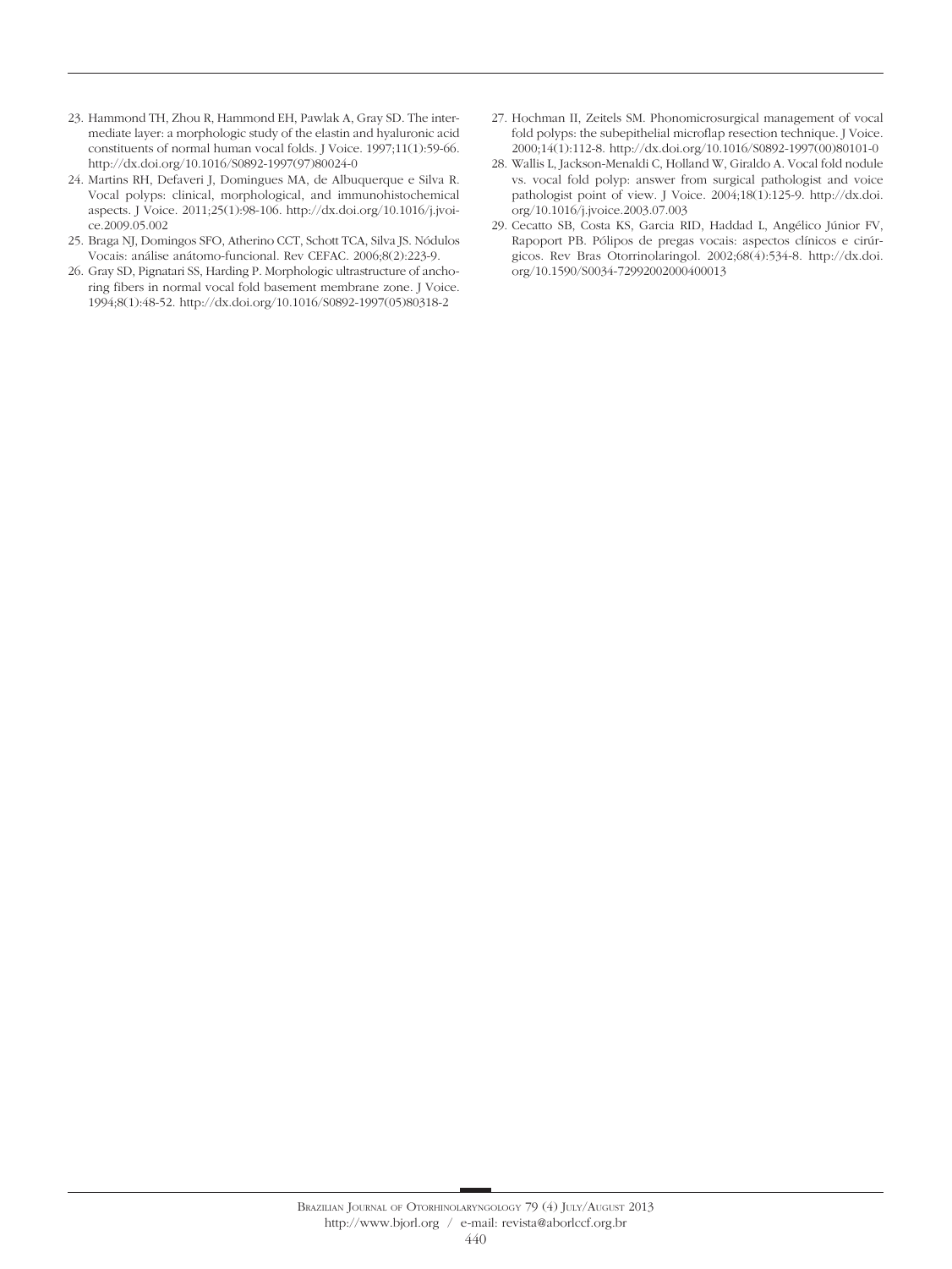23. Hammond TH, Zhou R, Hammond EH, Pawlak A, Gray SD. The intermediate layer: a morphologic study of the elastin and hyaluronic acid constituents of normal human vocal folds. J Voice. 1997;11(1):59-66. http://dx.doi.org/10.1016/S0892-1997(97)80024-0
24. Martins RH, Defaveri J, Domingues MA, de Albuquerque e Silva R. Vocal polyps: clinical, morphological, and immunohistochemical aspects. J Voice. 2011;25(1):98-106. http://dx.doi.org/10.1016/j.jvoice.2009.05.002
25. Braga NJ, Domingos SFO, Atherino CCT, Schott TCA, Silva JS. Nódulos Vocais: análise anátomo-funcional. Rev CEFAC. 2006;8(2):223-9.
26. Gray SD, Pignatari SS, Harding P. Morphologic ultrastructure of anchoring fibers in normal vocal fold basement membrane zone. J Voice. 1994;8(1):48-52. http://dx.doi.org/10.1016/S0892-1997(05)80318-2
27. Hochman II, Zeitels SM. Phonomicrosurgical management of vocal fold polyps: the subepithelial microflap resection technique. J Voice. 2000;14(1):112-8. http://dx.doi.org/10.1016/S0892-1997(00)80101-0
28. Wallis L, Jackson-Menaldi C, Holland W, Giraldo A. Vocal fold nodule vs. vocal fold polyp: answer from surgical pathologist and voice pathologist point of view. J Voice. 2004;18(1):125-9. http://dx.doi.org/10.1016/j.jvoice.2003.07.003
29. Cecatto SB, Costa KS, Garcia RID, Haddad L, Angélico Júnior FV, Rapoport PB. Pólipos de pregas vocais: aspectos clínicos e cirúrgicos. Rev Bras Otorrinolaringol. 2002;68(4):534-8. http://dx.doi.org/10.1590/S0034-72992002000400013